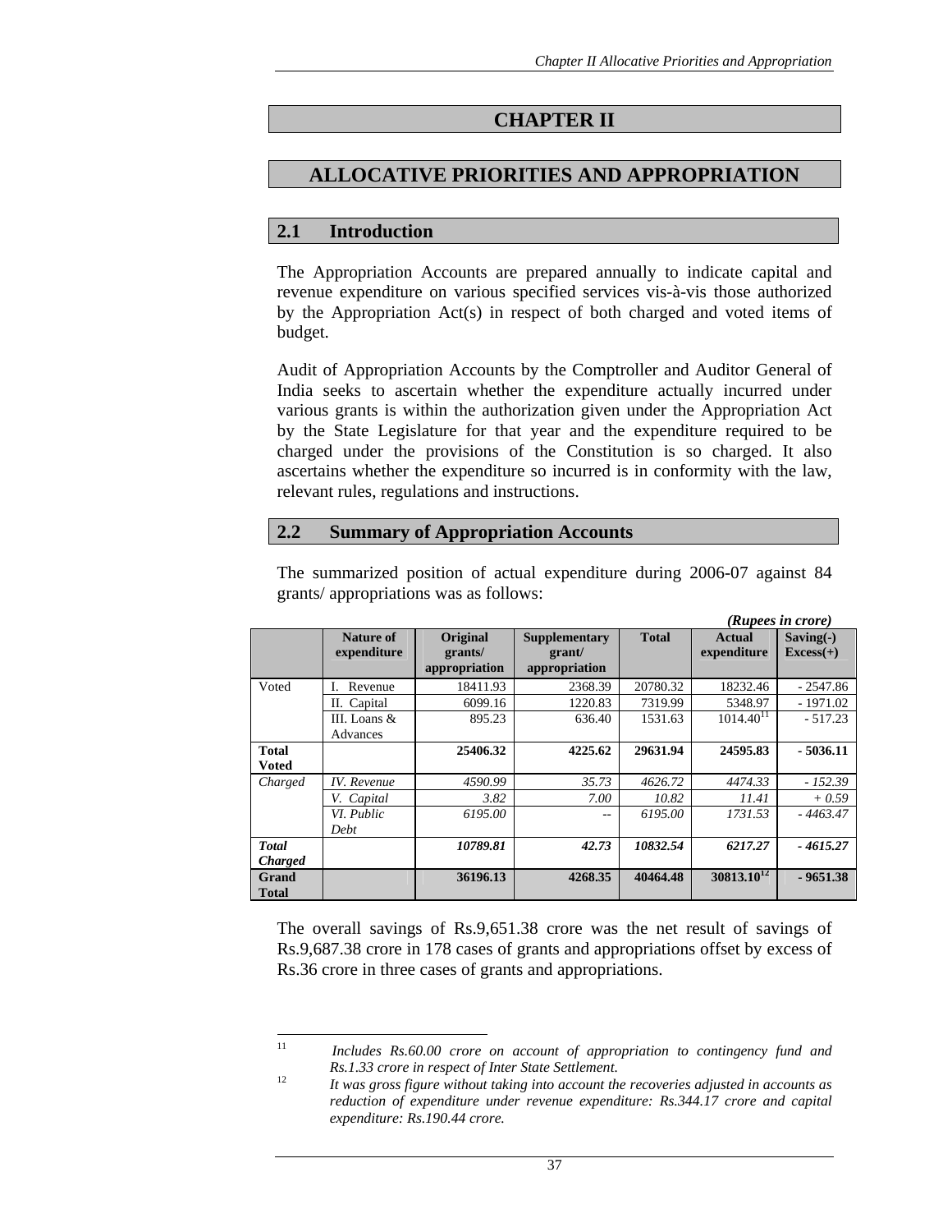# CHAPTER II

# ALLOCATIVE PRIORITIES AND APPROPRIATION

## 2.1 Introduction

The Appropriation Accounts are prepared annually to indicate capital and revenue expenditure on various specified services vis-à-vis those authorized by the Appropriation Act(s) in respect of both charged and voted items of budget.

Audit of Appropriation Accounts by the Comptroller and Auditor General of India seeks to ascertain whether the expenditure actually incurred under various grants is within the authorization given under the Appropriation Act by the State Legislature for that year and the expenditure required to be charged under the provisions of the Constitution is so charged. It also ascertains whether the expenditure so incurred is in conformity with the law, relevant rules, regulations and instructions.

## 2.2 Summary of Appropriation Accounts

The summarized position of actual expenditure during 2006-07 against 84 grants/ appropriations was as follows:

*(Rupees in crore)*

| | Nature of expenditure | Original grants/ appropriation | Supplementary grant/ appropriation | Total | Actual expenditure | Saving(-) Excess(+) |
|---|---|---|---|---|---|---|
| Voted | I. Revenue | 18411.93 | 2368.39 | 20780.32 | 18232.46 | - 2547.86 |
| | II. Capital | 6099.16 | 1220.83 | 7319.99 | 5348.97 | - 1971.02 |
| | III. Loans & Advances | 895.23 | 636.40 | 1531.63 | 1014.40[11] | - 517.23 |
| **Total Voted** | | **25406.32** | **4225.62** | **29631.94** | **24595.83** | **- 5036.11** |
| *Charged* | *IV. Revenue* | *4590.99* | *35.73* | *4626.72* | *4474.33* | *- 152.39* |
| | *V. Capital* | *3.82* | *7.00* | *10.82* | *11.41* | *+ 0.59* |
| | *VI. Public Debt* | *6195.00* | *--* | *6195.00* | *1731.53* | *- 4463.47* |
| ***Total Charged*** | | ***10789.81*** | ***42.73*** | ***10832.54*** | ***6217.27*** | ***- 4615.27*** |
| **Grand Total** | | **36196.13** | **4268.35** | **40464.48** | **30813.10[12]** | **- 9651.38** |

The overall savings of Rs.9,651.38 crore was the net result of savings of Rs.9,687.38 crore in 178 cases of grants and appropriations offset by excess of Rs.36 crore in three cases of grants and appropriations.

---

[11] *Includes Rs.60.00 crore on account of appropriation to contingency fund and Rs.1.33 crore in respect of Inter State Settlement.*

[12] *It was gross figure without taking into account the recoveries adjusted in accounts as reduction of expenditure under revenue expenditure: Rs.344.17 crore and capital expenditure: Rs.190.44 crore.*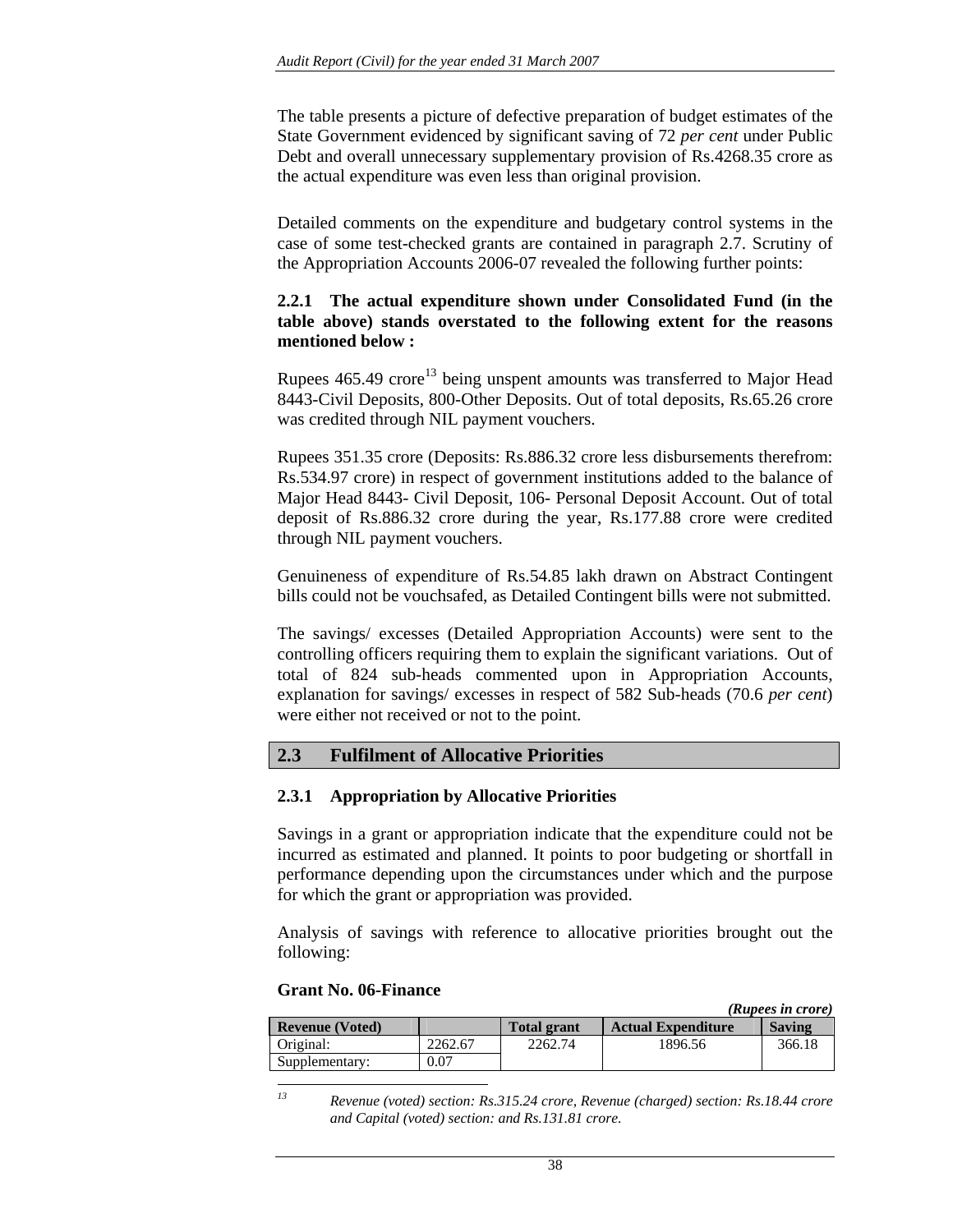The table presents a picture of defective preparation of budget estimates of the State Government evidenced by significant saving of 72 *per cent* under Public Debt and overall unnecessary supplementary provision of Rs.4268.35 crore as the actual expenditure was even less than original provision.

Detailed comments on the expenditure and budgetary control systems in the case of some test-checked grants are contained in paragraph 2.7. Scrutiny of the Appropriation Accounts 2006-07 revealed the following further points:

**2.2.1 The actual expenditure shown under Consolidated Fund (in the table above) stands overstated to the following extent for the reasons mentioned below :**

Rupees 465.49 crore[13] being unspent amounts was transferred to Major Head 8443-Civil Deposits, 800-Other Deposits. Out of total deposits, Rs.65.26 crore was credited through NIL payment vouchers.

Rupees 351.35 crore (Deposits: Rs.886.32 crore less disbursements therefrom: Rs.534.97 crore) in respect of government institutions added to the balance of Major Head 8443- Civil Deposit, 106- Personal Deposit Account. Out of total deposit of Rs.886.32 crore during the year, Rs.177.88 crore were credited through NIL payment vouchers.

Genuineness of expenditure of Rs.54.85 lakh drawn on Abstract Contingent bills could not be vouchsafed, as Detailed Contingent bills were not submitted.

The savings/ excesses (Detailed Appropriation Accounts) were sent to the controlling officers requiring them to explain the significant variations. Out of total of 824 sub-heads commented upon in Appropriation Accounts, explanation for savings/ excesses in respect of 582 Sub-heads (70.6 *per cent*) were either not received or not to the point.

## 2.3 Fulfilment of Allocative Priorities

### 2.3.1 Appropriation by Allocative Priorities

Savings in a grant or appropriation indicate that the expenditure could not be incurred as estimated and planned. It points to poor budgeting or shortfall in performance depending upon the circumstances under which and the purpose for which the grant or appropriation was provided.

Analysis of savings with reference to allocative priorities brought out the following:

**Grant No. 06-Finance**

***(Rupees in crore)***

| Revenue (Voted) | | Total grant | Actual Expenditure | Saving |
|---|---|---|---|---|
| Original: | 2262.67 | 2262.74 | 1896.56 | 366.18 |
| Supplementary: | 0.07 | | | |

[13] *Revenue (voted) section: Rs.315.24 crore, Revenue (charged) section: Rs.18.44 crore and Capital (voted) section: and Rs.131.81 crore.*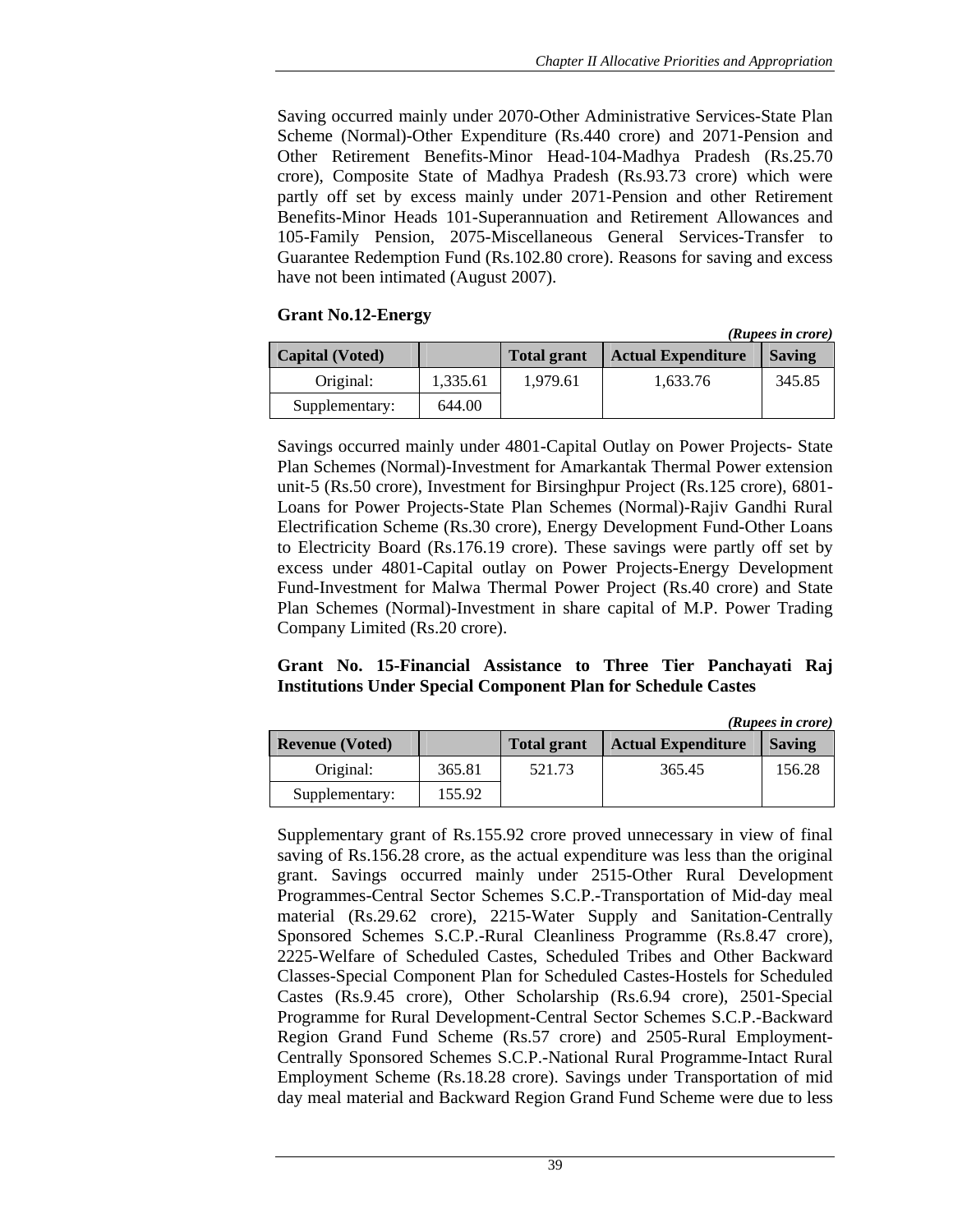Saving occurred mainly under 2070-Other Administrative Services-State Plan Scheme (Normal)-Other Expenditure (Rs.440 crore) and 2071-Pension and Other Retirement Benefits-Minor Head-104-Madhya Pradesh (Rs.25.70 crore), Composite State of Madhya Pradesh (Rs.93.73 crore) which were partly off set by excess mainly under 2071-Pension and other Retirement Benefits-Minor Heads 101-Superannuation and Retirement Allowances and 105-Family Pension, 2075-Miscellaneous General Services-Transfer to Guarantee Redemption Fund (Rs.102.80 crore). Reasons for saving and excess have not been intimated (August 2007).

**Grant No.12-Energy**

*(Rupees in crore)*

| Capital (Voted) | | Total grant | Actual Expenditure | Saving |
|---|---|---|---|---|
| Original: | 1,335.61 | 1,979.61 | 1,633.76 | 345.85 |
| Supplementary: | 644.00 | | | |

Savings occurred mainly under 4801-Capital Outlay on Power Projects- State Plan Schemes (Normal)-Investment for Amarkantak Thermal Power extension unit-5 (Rs.50 crore), Investment for Birsinghpur Project (Rs.125 crore), 6801-Loans for Power Projects-State Plan Schemes (Normal)-Rajiv Gandhi Rural Electrification Scheme (Rs.30 crore), Energy Development Fund-Other Loans to Electricity Board (Rs.176.19 crore). These savings were partly off set by excess under 4801-Capital outlay on Power Projects-Energy Development Fund-Investment for Malwa Thermal Power Project (Rs.40 crore) and State Plan Schemes (Normal)-Investment in share capital of M.P. Power Trading Company Limited (Rs.20 crore).

**Grant No. 15-Financial Assistance to Three Tier Panchayati Raj Institutions Under Special Component Plan for Schedule Castes**

*(Rupees in crore)*

| Revenue (Voted) | | Total grant | Actual Expenditure | Saving |
|---|---|---|---|---|
| Original: | 365.81 | 521.73 | 365.45 | 156.28 |
| Supplementary: | 155.92 | | | |

Supplementary grant of Rs.155.92 crore proved unnecessary in view of final saving of Rs.156.28 crore, as the actual expenditure was less than the original grant. Savings occurred mainly under 2515-Other Rural Development Programmes-Central Sector Schemes S.C.P.-Transportation of Mid-day meal material (Rs.29.62 crore), 2215-Water Supply and Sanitation-Centrally Sponsored Schemes S.C.P.-Rural Cleanliness Programme (Rs.8.47 crore), 2225-Welfare of Scheduled Castes, Scheduled Tribes and Other Backward Classes-Special Component Plan for Scheduled Castes-Hostels for Scheduled Castes (Rs.9.45 crore), Other Scholarship (Rs.6.94 crore), 2501-Special Programme for Rural Development-Central Sector Schemes S.C.P.-Backward Region Grand Fund Scheme (Rs.57 crore) and 2505-Rural Employment-Centrally Sponsored Schemes S.C.P.-National Rural Programme-Intact Rural Employment Scheme (Rs.18.28 crore). Savings under Transportation of mid day meal material and Backward Region Grand Fund Scheme were due to less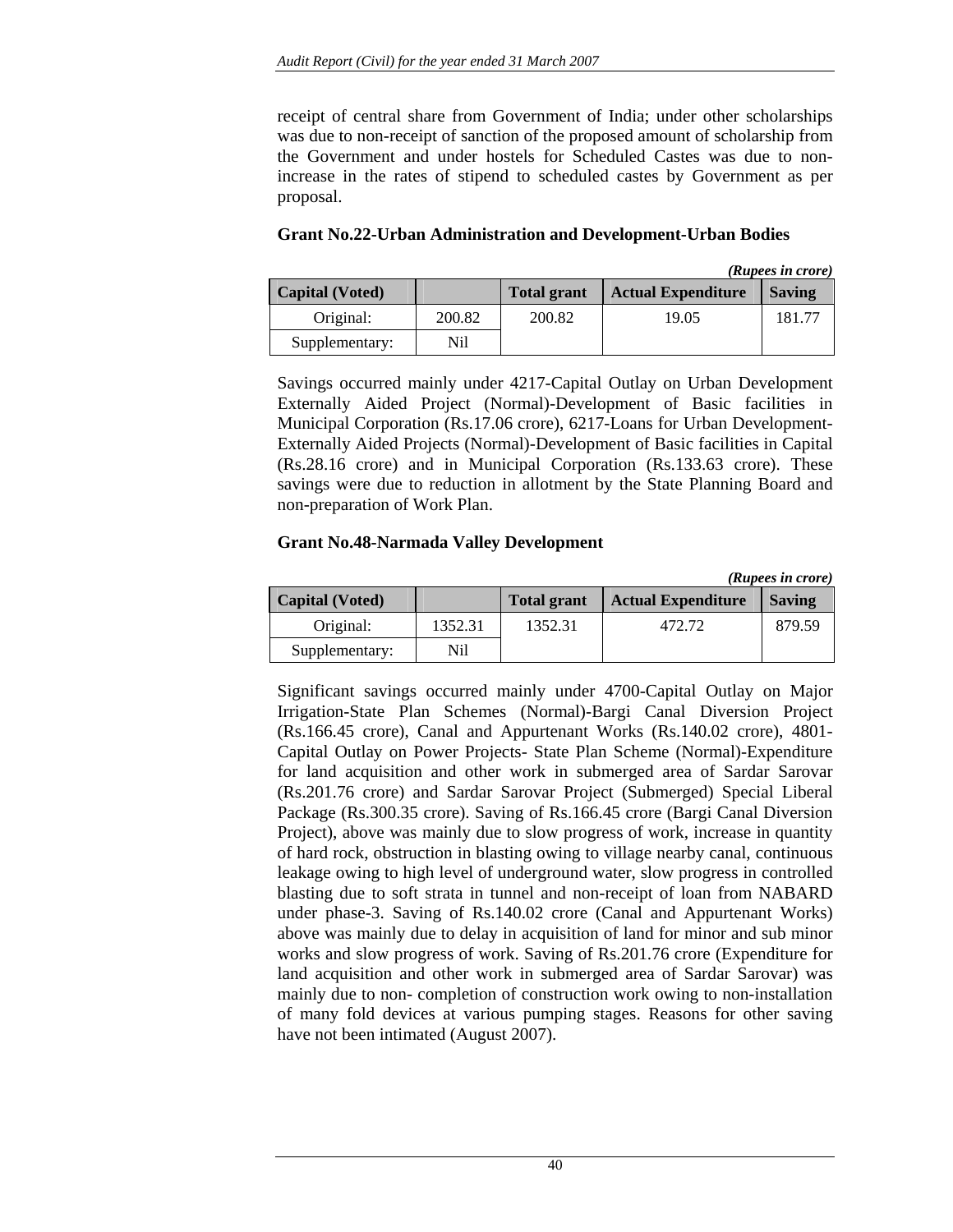receipt of central share from Government of India; under other scholarships was due to non-receipt of sanction of the proposed amount of scholarship from the Government and under hostels for Scheduled Castes was due to non-increase in the rates of stipend to scheduled castes by Government as per proposal.

**Grant No.22-Urban Administration and Development-Urban Bodies**

*(Rupees in crore)*

| Capital (Voted) | | Total grant | Actual Expenditure | Saving |
|---|---|---|---|---|
| Original: | 200.82 | 200.82 | 19.05 | 181.77 |
| Supplementary: | Nil | | | |

Savings occurred mainly under 4217-Capital Outlay on Urban Development Externally Aided Project (Normal)-Development of Basic facilities in Municipal Corporation (Rs.17.06 crore), 6217-Loans for Urban Development-Externally Aided Projects (Normal)-Development of Basic facilities in Capital (Rs.28.16 crore) and in Municipal Corporation (Rs.133.63 crore). These savings were due to reduction in allotment by the State Planning Board and non-preparation of Work Plan.

**Grant No.48-Narmada Valley Development**

*(Rupees in crore)*

| Capital (Voted) | | Total grant | Actual Expenditure | Saving |
|---|---|---|---|---|
| Original: | 1352.31 | 1352.31 | 472.72 | 879.59 |
| Supplementary: | Nil | | | |

Significant savings occurred mainly under 4700-Capital Outlay on Major Irrigation-State Plan Schemes (Normal)-Bargi Canal Diversion Project (Rs.166.45 crore), Canal and Appurtenant Works (Rs.140.02 crore), 4801-Capital Outlay on Power Projects- State Plan Scheme (Normal)-Expenditure for land acquisition and other work in submerged area of Sardar Sarovar (Rs.201.76 crore) and Sardar Sarovar Project (Submerged) Special Liberal Package (Rs.300.35 crore). Saving of Rs.166.45 crore (Bargi Canal Diversion Project), above was mainly due to slow progress of work, increase in quantity of hard rock, obstruction in blasting owing to village nearby canal, continuous leakage owing to high level of underground water, slow progress in controlled blasting due to soft strata in tunnel and non-receipt of loan from NABARD under phase-3. Saving of Rs.140.02 crore (Canal and Appurtenant Works) above was mainly due to delay in acquisition of land for minor and sub minor works and slow progress of work. Saving of Rs.201.76 crore (Expenditure for land acquisition and other work in submerged area of Sardar Sarovar) was mainly due to non- completion of construction work owing to non-installation of many fold devices at various pumping stages. Reasons for other saving have not been intimated (August 2007).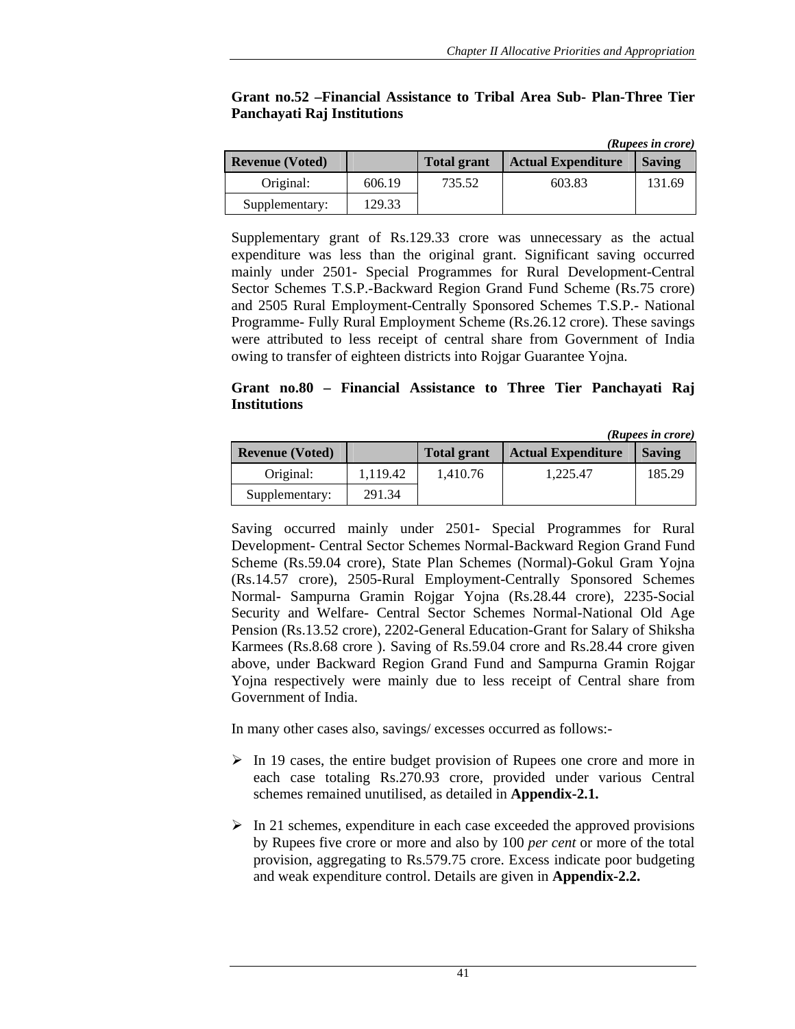**Grant no.52 –Financial Assistance to Tribal Area Sub- Plan-Three Tier Panchayati Raj Institutions**

*(Rupees in crore)*

| Revenue (Voted) | | Total grant | Actual Expenditure | Saving |
|---|---|---|---|---|
| Original: | 606.19 | 735.52 | 603.83 | 131.69 |
| Supplementary: | 129.33 | | | |

Supplementary grant of Rs.129.33 crore was unnecessary as the actual expenditure was less than the original grant. Significant saving occurred mainly under 2501- Special Programmes for Rural Development-Central Sector Schemes T.S.P.-Backward Region Grand Fund Scheme (Rs.75 crore) and 2505 Rural Employment-Centrally Sponsored Schemes T.S.P.- National Programme- Fully Rural Employment Scheme (Rs.26.12 crore). These savings were attributed to less receipt of central share from Government of India owing to transfer of eighteen districts into Rojgar Guarantee Yojna.

**Grant no.80 – Financial Assistance to Three Tier Panchayati Raj Institutions**

*(Rupees in crore)*

| Revenue (Voted) | | Total grant | Actual Expenditure | Saving |
|---|---|---|---|---|
| Original: | 1,119.42 | 1,410.76 | 1,225.47 | 185.29 |
| Supplementary: | 291.34 | | | |

Saving occurred mainly under 2501- Special Programmes for Rural Development- Central Sector Schemes Normal-Backward Region Grand Fund Scheme (Rs.59.04 crore), State Plan Schemes (Normal)-Gokul Gram Yojna (Rs.14.57 crore), 2505-Rural Employment-Centrally Sponsored Schemes Normal- Sampurna Gramin Rojgar Yojna (Rs.28.44 crore), 2235-Social Security and Welfare- Central Sector Schemes Normal-National Old Age Pension (Rs.13.52 crore), 2202-General Education-Grant for Salary of Shiksha Karmees (Rs.8.68 crore ). Saving of Rs.59.04 crore and Rs.28.44 crore given above, under Backward Region Grand Fund and Sampurna Gramin Rojgar Yojna respectively were mainly due to less receipt of Central share from Government of India.

In many other cases also, savings/ excesses occurred as follows:-

- In 19 cases, the entire budget provision of Rupees one crore and more in each case totaling Rs.270.93 crore, provided under various Central schemes remained unutilised, as detailed in **Appendix-2.1.**

- In 21 schemes, expenditure in each case exceeded the approved provisions by Rupees five crore or more and also by 100 *per cent* or more of the total provision, aggregating to Rs.579.75 crore. Excess indicate poor budgeting and weak expenditure control. Details are given in **Appendix-2.2.**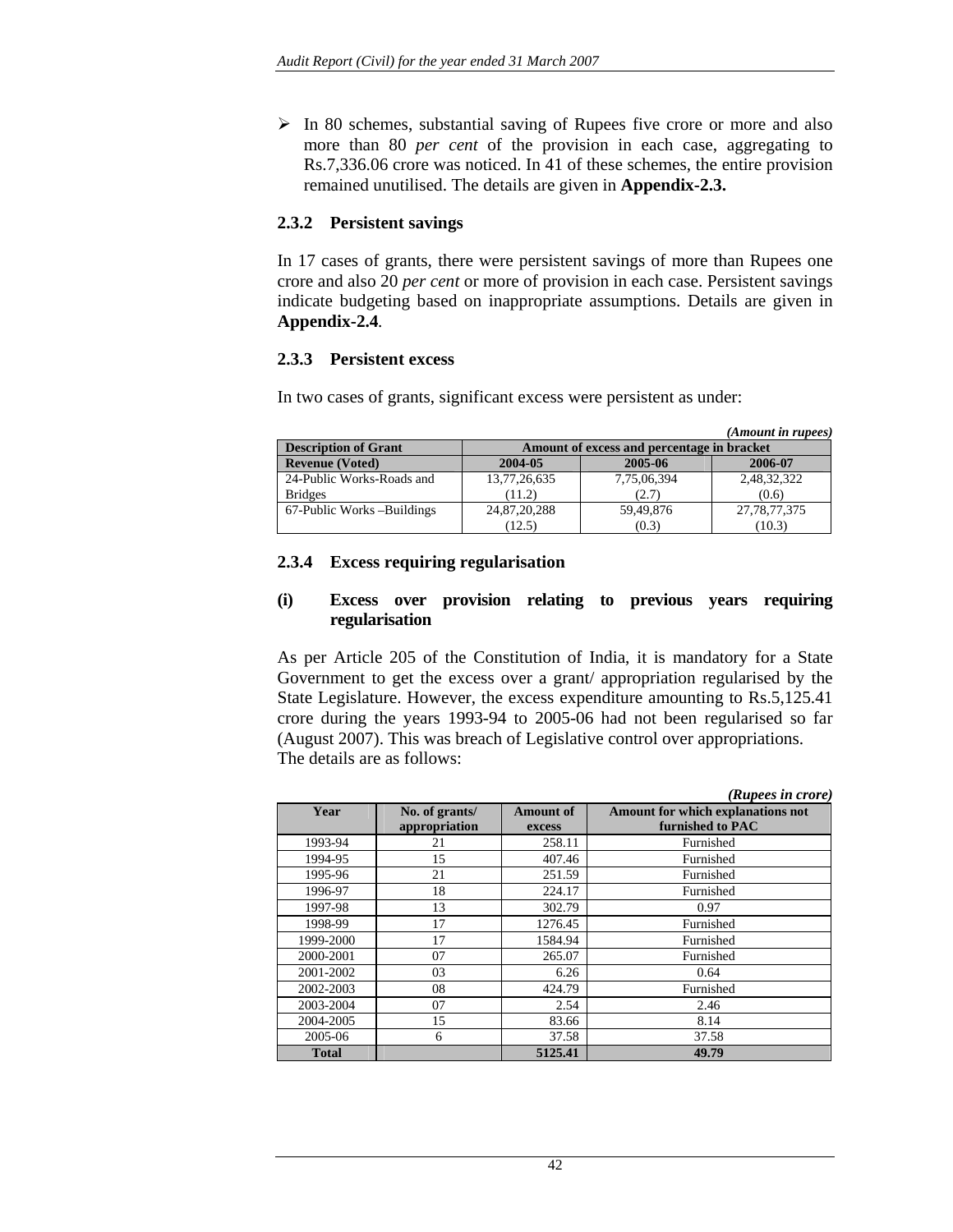- In 80 schemes, substantial saving of Rupees five crore or more and also more than 80 *per cent* of the provision in each case, aggregating to Rs.7,336.06 crore was noticed. In 41 of these schemes, the entire provision remained unutilised. The details are given in **Appendix-2.3.**

### 2.3.2 Persistent savings

In 17 cases of grants, there were persistent savings of more than Rupees one crore and also 20 *per cent* or more of provision in each case. Persistent savings indicate budgeting based on inappropriate assumptions. Details are given in **Appendix-2.4**.

### 2.3.3 Persistent excess

In two cases of grants, significant excess were persistent as under:

*(Amount in rupees)*

| Description of Grant | Amount of excess and percentage in bracket | | |
|---|---|---|---|
| Revenue (Voted) | 2004-05 | 2005-06 | 2006-07 |
| 24-Public Works-Roads and Bridges | 13,77,26,635 (11.2) | 7,75,06,394 (2.7) | 2,48,32,322 (0.6) |
| 67-Public Works –Buildings | 24,87,20,288 (12.5) | 59,49,876 (0.3) | 27,78,77,375 (10.3) |

### 2.3.4 Excess requiring regularisation

**(i) Excess over provision relating to previous years requiring regularisation**

As per Article 205 of the Constitution of India, it is mandatory for a State Government to get the excess over a grant/ appropriation regularised by the State Legislature. However, the excess expenditure amounting to Rs.5,125.41 crore during the years 1993-94 to 2005-06 had not been regularised so far (August 2007). This was breach of Legislative control over appropriations.
The details are as follows:

*(Rupees in crore)*

| Year | No. of grants/ appropriation | Amount of excess | Amount for which explanations not furnished to PAC |
|---|---|---|---|
| 1993-94 | 21 | 258.11 | Furnished |
| 1994-95 | 15 | 407.46 | Furnished |
| 1995-96 | 21 | 251.59 | Furnished |
| 1996-97 | 18 | 224.17 | Furnished |
| 1997-98 | 13 | 302.79 | 0.97 |
| 1998-99 | 17 | 1276.45 | Furnished |
| 1999-2000 | 17 | 1584.94 | Furnished |
| 2000-2001 | 07 | 265.07 | Furnished |
| 2001-2002 | 03 | 6.26 | 0.64 |
| 2002-2003 | 08 | 424.79 | Furnished |
| 2003-2004 | 07 | 2.54 | 2.46 |
| 2004-2005 | 15 | 83.66 | 8.14 |
| 2005-06 | 6 | 37.58 | 37.58 |
| **Total** | | **5125.41** | **49.79** |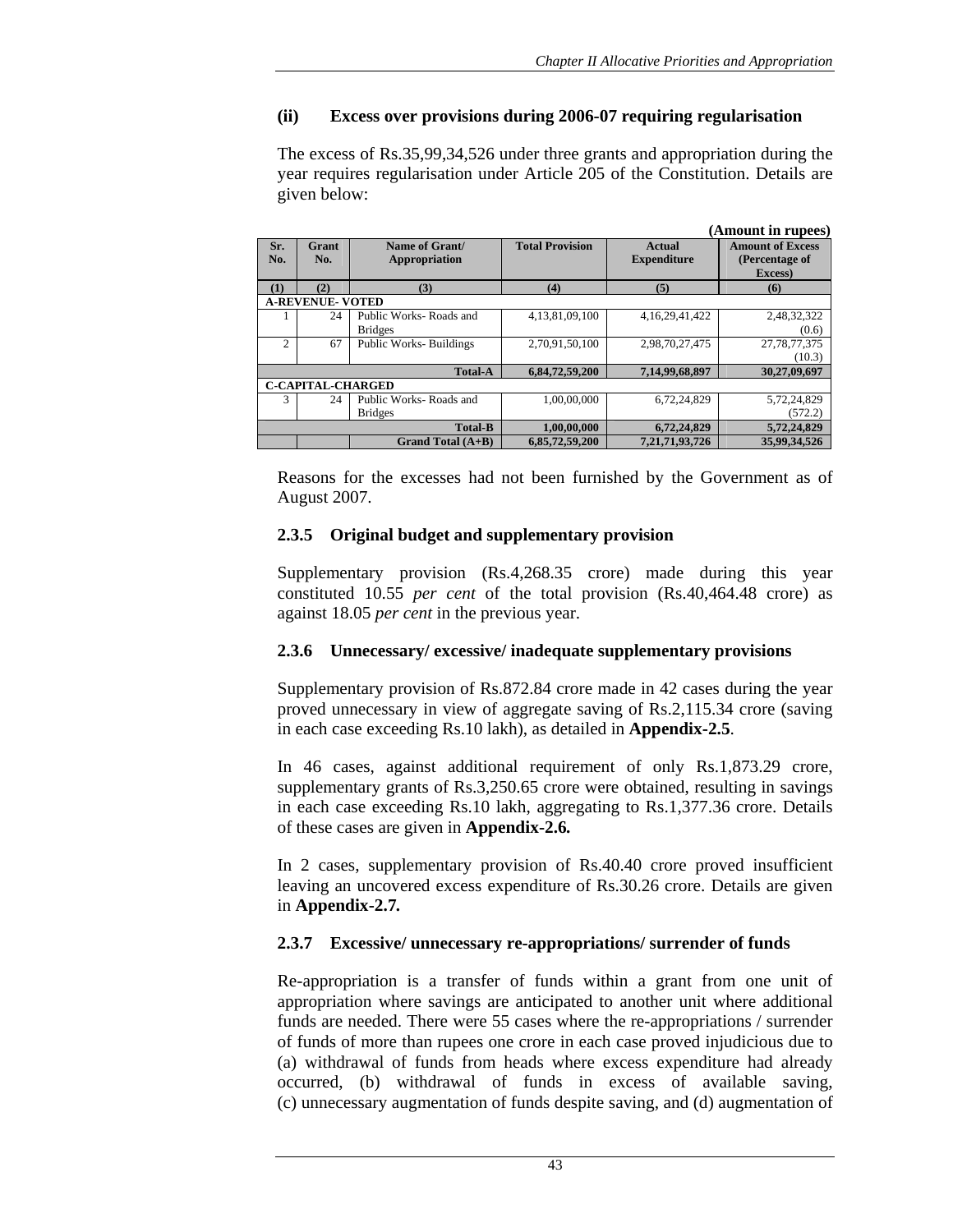### (ii) Excess over provisions during 2006-07 requiring regularisation

The excess of Rs.35,99,34,526 under three grants and appropriation during the year requires regularisation under Article 205 of the Constitution. Details are given below:

**(Amount in rupees)**

| Sr. No. | Grant No. | Name of Grant/ Appropriation | Total Provision | Actual Expenditure | Amount of Excess (Percentage of Excess) |
|---|---|---|---|---|---|
| (1) | (2) | (3) | (4) | (5) | (6) |
| **A-REVENUE- VOTED** | | | | | |
| 1 | 24 | Public Works- Roads and Bridges | 4,13,81,09,100 | 4,16,29,41,422 | 2,48,32,322 (0.6) |
| 2 | 67 | Public Works- Buildings | 2,70,91,50,100 | 2,98,70,27,475 | 27,78,77,375 (10.3) |
| | | **Total-A** | **6,84,72,59,200** | **7,14,99,68,897** | **30,27,09,697** |
| **C-CAPITAL-CHARGED** | | | | | |
| 3 | 24 | Public Works- Roads and Bridges | 1,00,00,000 | 6,72,24,829 | 5,72,24,829 (572.2) |
| | | **Total-B** | **1,00,00,000** | **6,72,24,829** | **5,72,24,829** |
| | | **Grand Total (A+B)** | **6,85,72,59,200** | **7,21,71,93,726** | **35,99,34,526** |

Reasons for the excesses had not been furnished by the Government as of August 2007.

### 2.3.5 Original budget and supplementary provision

Supplementary provision (Rs.4,268.35 crore) made during this year constituted 10.55 *per cent* of the total provision (Rs.40,464.48 crore) as against 18.05 *per cent* in the previous year.

### 2.3.6 Unnecessary/ excessive/ inadequate supplementary provisions

Supplementary provision of Rs.872.84 crore made in 42 cases during the year proved unnecessary in view of aggregate saving of Rs.2,115.34 crore (saving in each case exceeding Rs.10 lakh), as detailed in **Appendix-2.5**.

In 46 cases, against additional requirement of only Rs.1,873.29 crore, supplementary grants of Rs.3,250.65 crore were obtained, resulting in savings in each case exceeding Rs.10 lakh, aggregating to Rs.1,377.36 crore. Details of these cases are given in **Appendix-2.6.**

In 2 cases, supplementary provision of Rs.40.40 crore proved insufficient leaving an uncovered excess expenditure of Rs.30.26 crore. Details are given in **Appendix-2.7.**

### 2.3.7 Excessive/ unnecessary re-appropriations/ surrender of funds

Re-appropriation is a transfer of funds within a grant from one unit of appropriation where savings are anticipated to another unit where additional funds are needed. There were 55 cases where the re-appropriations / surrender of funds of more than rupees one crore in each case proved injudicious due to (a) withdrawal of funds from heads where excess expenditure had already occurred, (b) withdrawal of funds in excess of available saving, (c) unnecessary augmentation of funds despite saving, and (d) augmentation of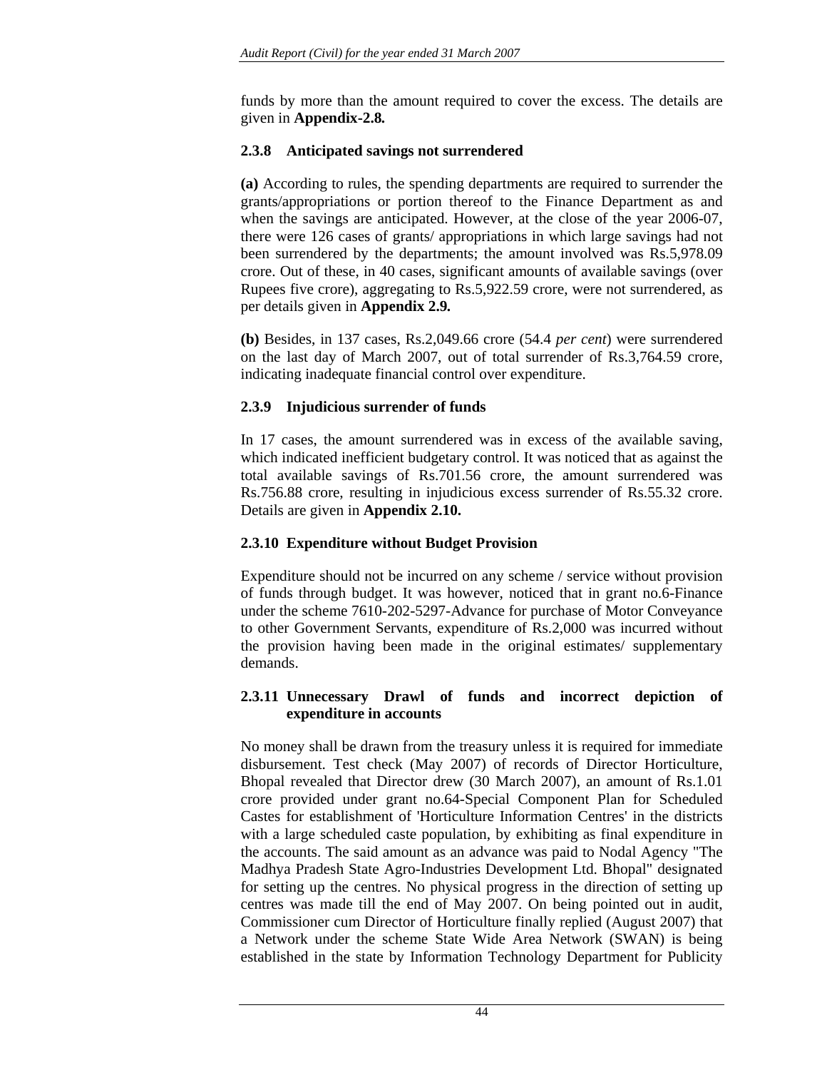funds by more than the amount required to cover the excess. The details are given in **Appendix-2.8.**

### 2.3.8 Anticipated savings not surrendered

**(a)** According to rules, the spending departments are required to surrender the grants/appropriations or portion thereof to the Finance Department as and when the savings are anticipated. However, at the close of the year 2006-07, there were 126 cases of grants/ appropriations in which large savings had not been surrendered by the departments; the amount involved was Rs.5,978.09 crore. Out of these, in 40 cases, significant amounts of available savings (over Rupees five crore), aggregating to Rs.5,922.59 crore, were not surrendered, as per details given in **Appendix 2.9.**

**(b)** Besides, in 137 cases, Rs.2,049.66 crore (54.4 *per cent*) were surrendered on the last day of March 2007, out of total surrender of Rs.3,764.59 crore, indicating inadequate financial control over expenditure.

### 2.3.9 Injudicious surrender of funds

In 17 cases, the amount surrendered was in excess of the available saving, which indicated inefficient budgetary control. It was noticed that as against the total available savings of Rs.701.56 crore, the amount surrendered was Rs.756.88 crore, resulting in injudicious excess surrender of Rs.55.32 crore. Details are given in **Appendix 2.10.**

### 2.3.10 Expenditure without Budget Provision

Expenditure should not be incurred on any scheme / service without provision of funds through budget. It was however, noticed that in grant no.6-Finance under the scheme 7610-202-5297-Advance for purchase of Motor Conveyance to other Government Servants, expenditure of Rs.2,000 was incurred without the provision having been made in the original estimates/ supplementary demands.

### 2.3.11 Unnecessary Drawl of funds and incorrect depiction of expenditure in accounts

No money shall be drawn from the treasury unless it is required for immediate disbursement. Test check (May 2007) of records of Director Horticulture, Bhopal revealed that Director drew (30 March 2007), an amount of Rs.1.01 crore provided under grant no.64-Special Component Plan for Scheduled Castes for establishment of 'Horticulture Information Centres' in the districts with a large scheduled caste population, by exhibiting as final expenditure in the accounts. The said amount as an advance was paid to Nodal Agency "The Madhya Pradesh State Agro-Industries Development Ltd. Bhopal" designated for setting up the centres. No physical progress in the direction of setting up centres was made till the end of May 2007. On being pointed out in audit, Commissioner cum Director of Horticulture finally replied (August 2007) that a Network under the scheme State Wide Area Network (SWAN) is being established in the state by Information Technology Department for Publicity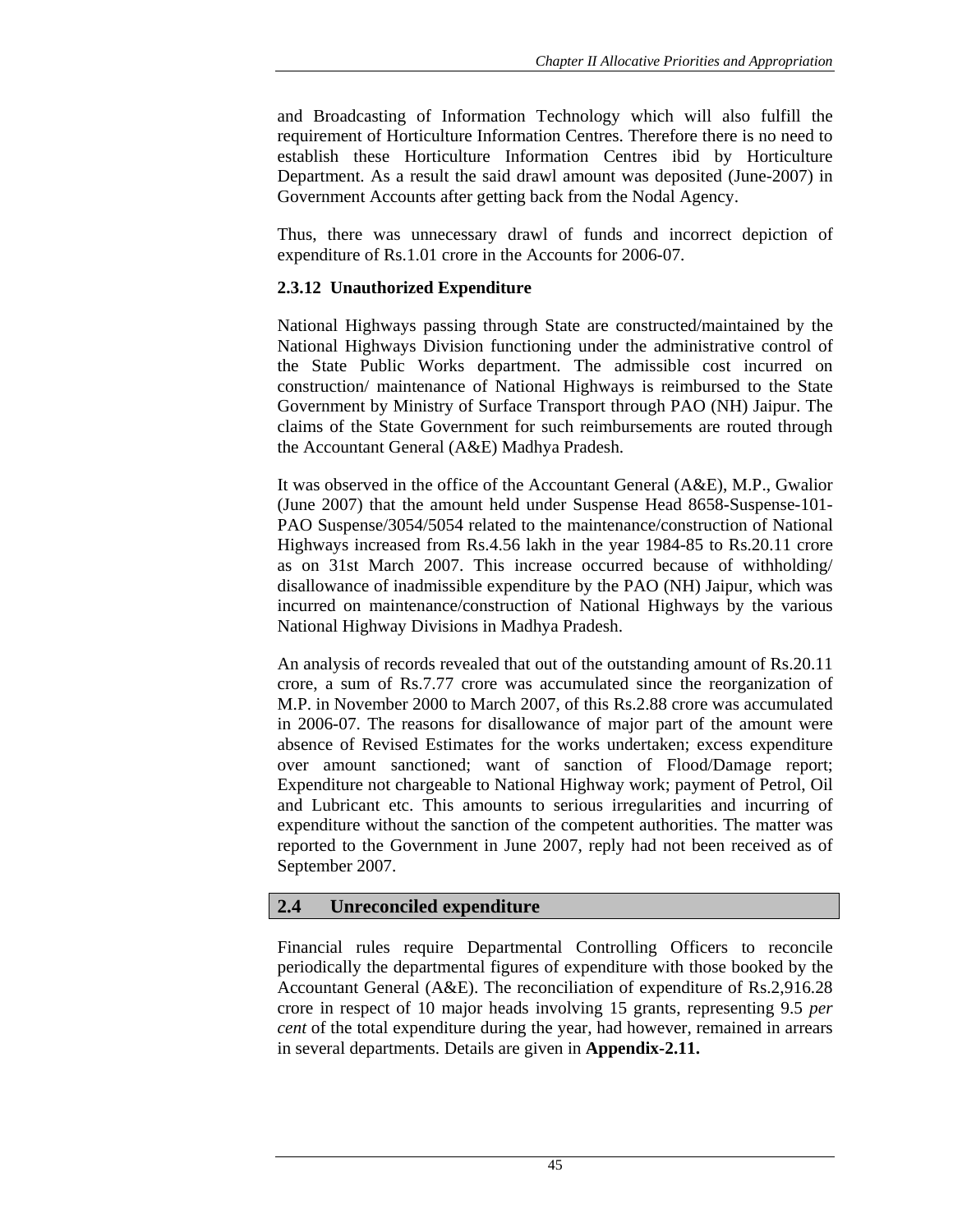and Broadcasting of Information Technology which will also fulfill the requirement of Horticulture Information Centres. Therefore there is no need to establish these Horticulture Information Centres ibid by Horticulture Department. As a result the said drawl amount was deposited (June-2007) in Government Accounts after getting back from the Nodal Agency.

Thus, there was unnecessary drawl of funds and incorrect depiction of expenditure of Rs.1.01 crore in the Accounts for 2006-07.

### 2.3.12 Unauthorized Expenditure

National Highways passing through State are constructed/maintained by the National Highways Division functioning under the administrative control of the State Public Works department. The admissible cost incurred on construction/ maintenance of National Highways is reimbursed to the State Government by Ministry of Surface Transport through PAO (NH) Jaipur. The claims of the State Government for such reimbursements are routed through the Accountant General (A&E) Madhya Pradesh.

It was observed in the office of the Accountant General (A&E), M.P., Gwalior (June 2007) that the amount held under Suspense Head 8658-Suspense-101-PAO Suspense/3054/5054 related to the maintenance/construction of National Highways increased from Rs.4.56 lakh in the year 1984-85 to Rs.20.11 crore as on 31st March 2007. This increase occurred because of withholding/ disallowance of inadmissible expenditure by the PAO (NH) Jaipur, which was incurred on maintenance/construction of National Highways by the various National Highway Divisions in Madhya Pradesh.

An analysis of records revealed that out of the outstanding amount of Rs.20.11 crore, a sum of Rs.7.77 crore was accumulated since the reorganization of M.P. in November 2000 to March 2007, of this Rs.2.88 crore was accumulated in 2006-07. The reasons for disallowance of major part of the amount were absence of Revised Estimates for the works undertaken; excess expenditure over amount sanctioned; want of sanction of Flood/Damage report; Expenditure not chargeable to National Highway work; payment of Petrol, Oil and Lubricant etc. This amounts to serious irregularities and incurring of expenditure without the sanction of the competent authorities. The matter was reported to the Government in June 2007, reply had not been received as of September 2007.

## 2.4 Unreconciled expenditure

Financial rules require Departmental Controlling Officers to reconcile periodically the departmental figures of expenditure with those booked by the Accountant General (A&E). The reconciliation of expenditure of Rs.2,916.28 crore in respect of 10 major heads involving 15 grants, representing 9.5 *per cent* of the total expenditure during the year, had however, remained in arrears in several departments. Details are given in **Appendix-2.11.**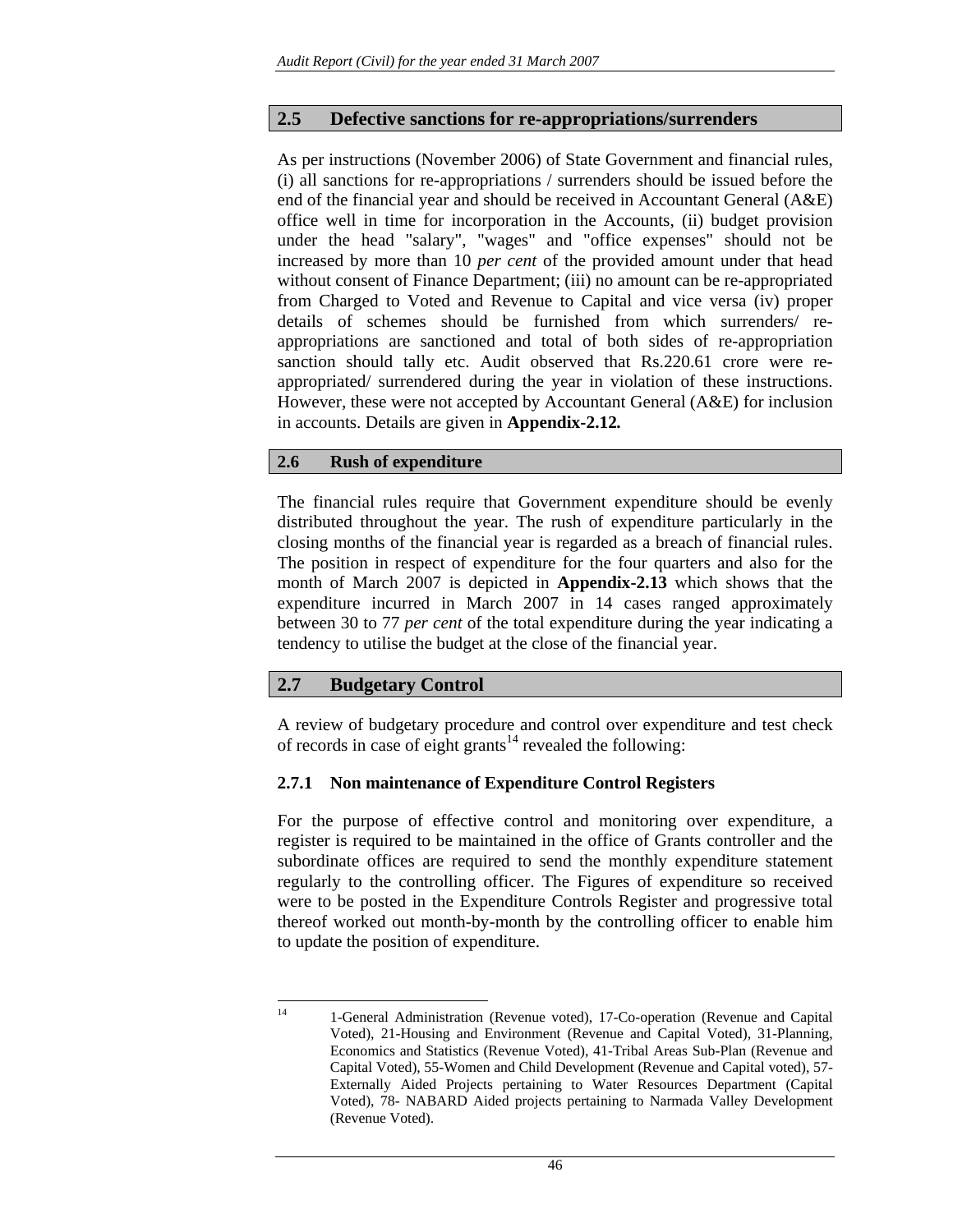## 2.5 Defective sanctions for re-appropriations/surrenders

As per instructions (November 2006) of State Government and financial rules, (i) all sanctions for re-appropriations / surrenders should be issued before the end of the financial year and should be received in Accountant General (A&E) office well in time for incorporation in the Accounts, (ii) budget provision under the head "salary", "wages" and "office expenses" should not be increased by more than 10 *per cent* of the provided amount under that head without consent of Finance Department; (iii) no amount can be re-appropriated from Charged to Voted and Revenue to Capital and vice versa (iv) proper details of schemes should be furnished from which surrenders/ re-appropriations are sanctioned and total of both sides of re-appropriation sanction should tally etc. Audit observed that Rs.220.61 crore were re-appropriated/ surrendered during the year in violation of these instructions. However, these were not accepted by Accountant General (A&E) for inclusion in accounts. Details are given in **Appendix-2.12.**

## 2.6 Rush of expenditure

The financial rules require that Government expenditure should be evenly distributed throughout the year. The rush of expenditure particularly in the closing months of the financial year is regarded as a breach of financial rules. The position in respect of expenditure for the four quarters and also for the month of March 2007 is depicted in **Appendix-2.13** which shows that the expenditure incurred in March 2007 in 14 cases ranged approximately between 30 to 77 *per cent* of the total expenditure during the year indicating a tendency to utilise the budget at the close of the financial year.

## 2.7 Budgetary Control

A review of budgetary procedure and control over expenditure and test check of records in case of eight grants[14] revealed the following:

### 2.7.1 Non maintenance of Expenditure Control Registers

For the purpose of effective control and monitoring over expenditure, a register is required to be maintained in the office of Grants controller and the subordinate offices are required to send the monthly expenditure statement regularly to the controlling officer. The Figures of expenditure so received were to be posted in the Expenditure Controls Register and progressive total thereof worked out month-by-month by the controlling officer to enable him to update the position of expenditure.

---

[14] 1-General Administration (Revenue voted), 17-Co-operation (Revenue and Capital Voted), 21-Housing and Environment (Revenue and Capital Voted), 31-Planning, Economics and Statistics (Revenue Voted), 41-Tribal Areas Sub-Plan (Revenue and Capital Voted), 55-Women and Child Development (Revenue and Capital voted), 57-Externally Aided Projects pertaining to Water Resources Department (Capital Voted), 78- NABARD Aided projects pertaining to Narmada Valley Development (Revenue Voted).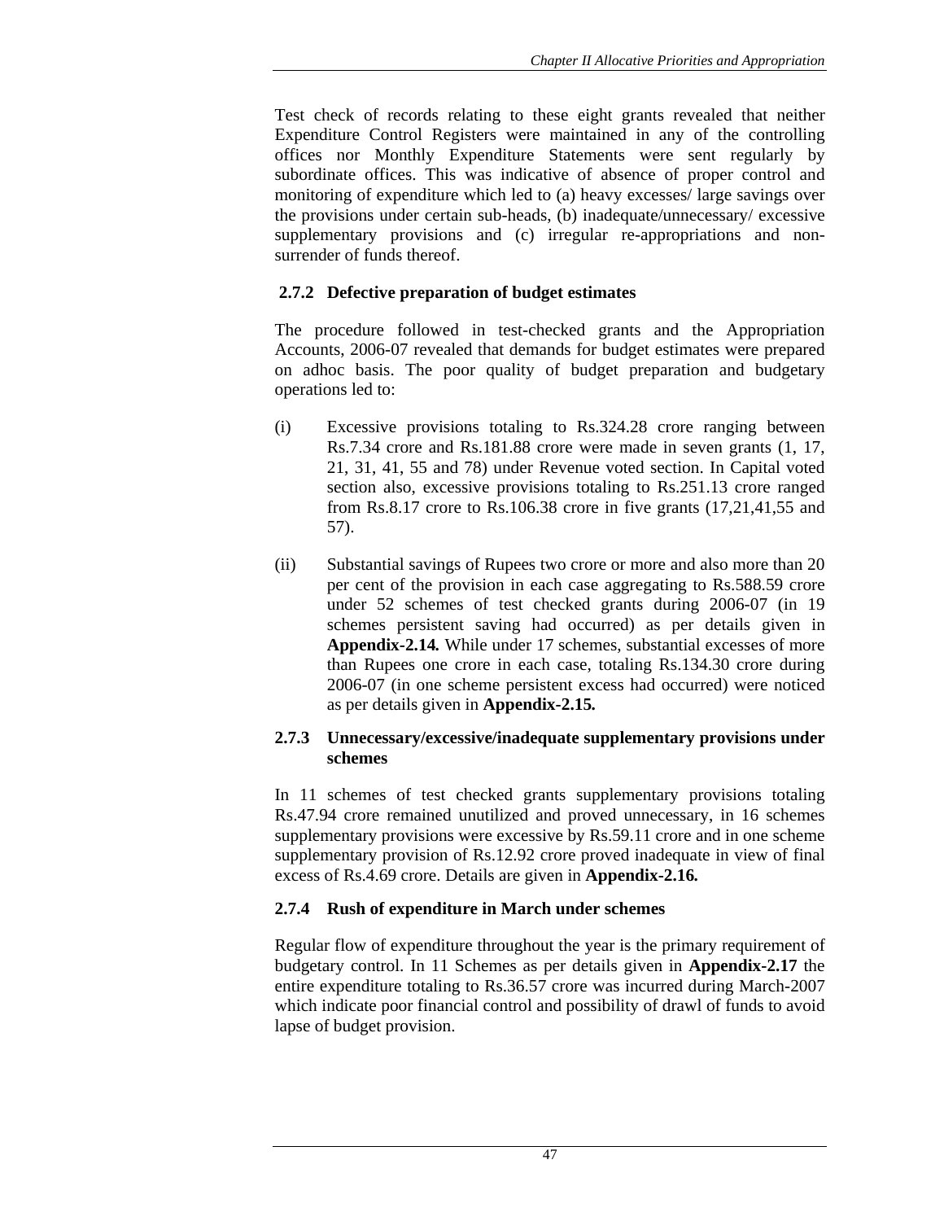Test check of records relating to these eight grants revealed that neither Expenditure Control Registers were maintained in any of the controlling offices nor Monthly Expenditure Statements were sent regularly by subordinate offices. This was indicative of absence of proper control and monitoring of expenditure which led to (a) heavy excesses/ large savings over the provisions under certain sub-heads, (b) inadequate/unnecessary/ excessive supplementary provisions and (c) irregular re-appropriations and non-surrender of funds thereof.

### 2.7.2 Defective preparation of budget estimates

The procedure followed in test-checked grants and the Appropriation Accounts, 2006-07 revealed that demands for budget estimates were prepared on adhoc basis. The poor quality of budget preparation and budgetary operations led to:

(i) Excessive provisions totaling to Rs.324.28 crore ranging between Rs.7.34 crore and Rs.181.88 crore were made in seven grants (1, 17, 21, 31, 41, 55 and 78) under Revenue voted section. In Capital voted section also, excessive provisions totaling to Rs.251.13 crore ranged from Rs.8.17 crore to Rs.106.38 crore in five grants (17,21,41,55 and 57).

(ii) Substantial savings of Rupees two crore or more and also more than 20 per cent of the provision in each case aggregating to Rs.588.59 crore under 52 schemes of test checked grants during 2006-07 (in 19 schemes persistent saving had occurred) as per details given in **Appendix-2.14.** While under 17 schemes, substantial excesses of more than Rupees one crore in each case, totaling Rs.134.30 crore during 2006-07 (in one scheme persistent excess had occurred) were noticed as per details given in **Appendix-2.15.**

### 2.7.3 Unnecessary/excessive/inadequate supplementary provisions under schemes

In 11 schemes of test checked grants supplementary provisions totaling Rs.47.94 crore remained unutilized and proved unnecessary, in 16 schemes supplementary provisions were excessive by Rs.59.11 crore and in one scheme supplementary provision of Rs.12.92 crore proved inadequate in view of final excess of Rs.4.69 crore. Details are given in **Appendix-2.16.**

### 2.7.4 Rush of expenditure in March under schemes

Regular flow of expenditure throughout the year is the primary requirement of budgetary control. In 11 Schemes as per details given in **Appendix-2.17** the entire expenditure totaling to Rs.36.57 crore was incurred during March-2007 which indicate poor financial control and possibility of drawl of funds to avoid lapse of budget provision.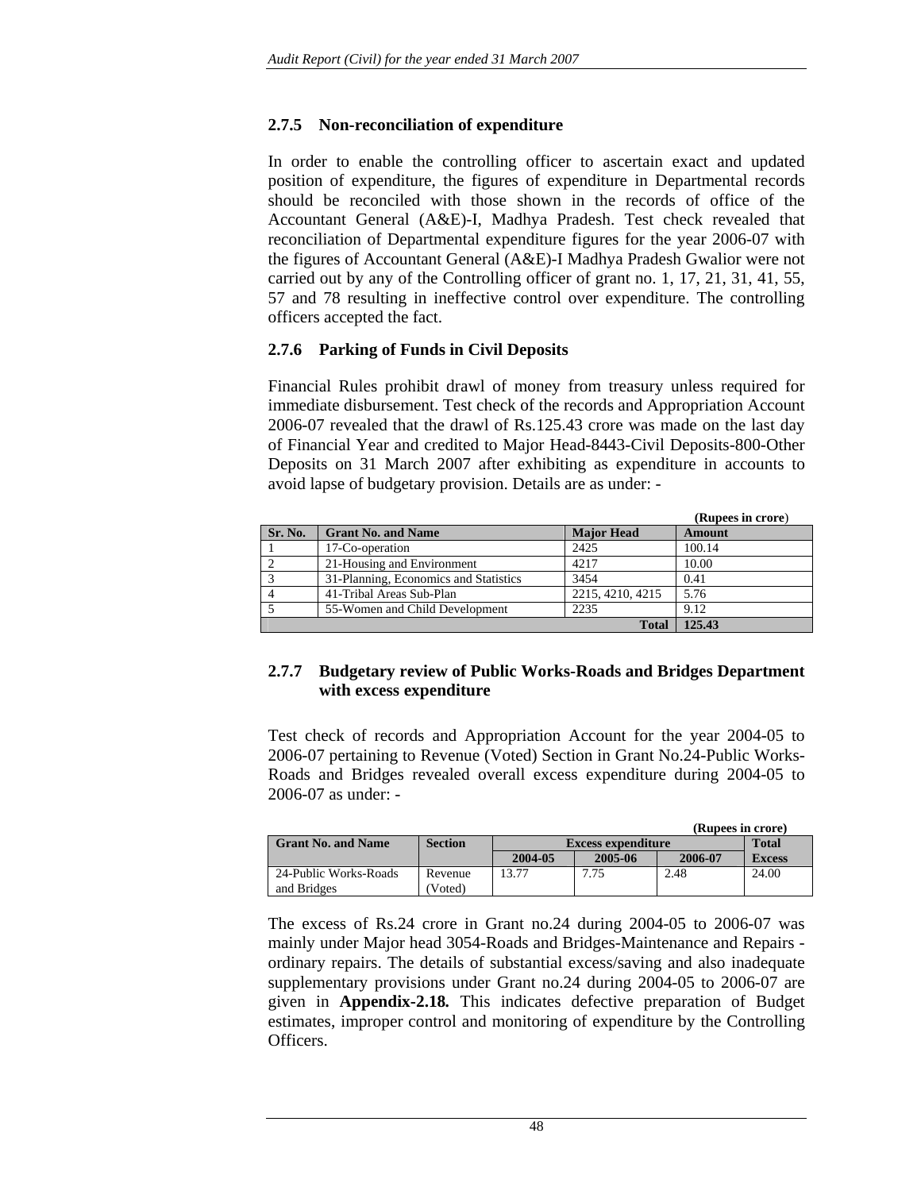### 2.7.5 Non-reconciliation of expenditure

In order to enable the controlling officer to ascertain exact and updated position of expenditure, the figures of expenditure in Departmental records should be reconciled with those shown in the records of office of the Accountant General (A&E)-I, Madhya Pradesh. Test check revealed that reconciliation of Departmental expenditure figures for the year 2006-07 with the figures of Accountant General (A&E)-I Madhya Pradesh Gwalior were not carried out by any of the Controlling officer of grant no. 1, 17, 21, 31, 41, 55, 57 and 78 resulting in ineffective control over expenditure. The controlling officers accepted the fact.

### 2.7.6 Parking of Funds in Civil Deposits

Financial Rules prohibit drawl of money from treasury unless required for immediate disbursement. Test check of the records and Appropriation Account 2006-07 revealed that the drawl of Rs.125.43 crore was made on the last day of Financial Year and credited to Major Head-8443-Civil Deposits-800-Other Deposits on 31 March 2007 after exhibiting as expenditure in accounts to avoid lapse of budgetary provision. Details are as under: -

**(Rupees in crore)**

| Sr. No. | Grant No. and Name | Major Head | Amount |
|---|---|---|---|
| 1 | 17-Co-operation | 2425 | 100.14 |
| 2 | 21-Housing and Environment | 4217 | 10.00 |
| 3 | 31-Planning, Economics and Statistics | 3454 | 0.41 |
| 4 | 41-Tribal Areas Sub-Plan | 2215, 4210, 4215 | 5.76 |
| 5 | 55-Women and Child Development | 2235 | 9.12 |
| | | **Total** | **125.43** |

### 2.7.7 Budgetary review of Public Works-Roads and Bridges Department with excess expenditure

Test check of records and Appropriation Account for the year 2004-05 to 2006-07 pertaining to Revenue (Voted) Section in Grant No.24-Public Works-Roads and Bridges revealed overall excess expenditure during 2004-05 to 2006-07 as under: -

**(Rupees in crore)**

| Grant No. and Name | Section | Excess expenditure | | | Total Excess |
|---|---|---|---|---|---|
| | | 2004-05 | 2005-06 | 2006-07 | |
| 24-Public Works-Roads and Bridges | Revenue (Voted) | 13.77 | 7.75 | 2.48 | 24.00 |

The excess of Rs.24 crore in Grant no.24 during 2004-05 to 2006-07 was mainly under Major head 3054-Roads and Bridges-Maintenance and Repairs - ordinary repairs. The details of substantial excess/saving and also inadequate supplementary provisions under Grant no.24 during 2004-05 to 2006-07 are given in **Appendix-2.18.** This indicates defective preparation of Budget estimates, improper control and monitoring of expenditure by the Controlling Officers.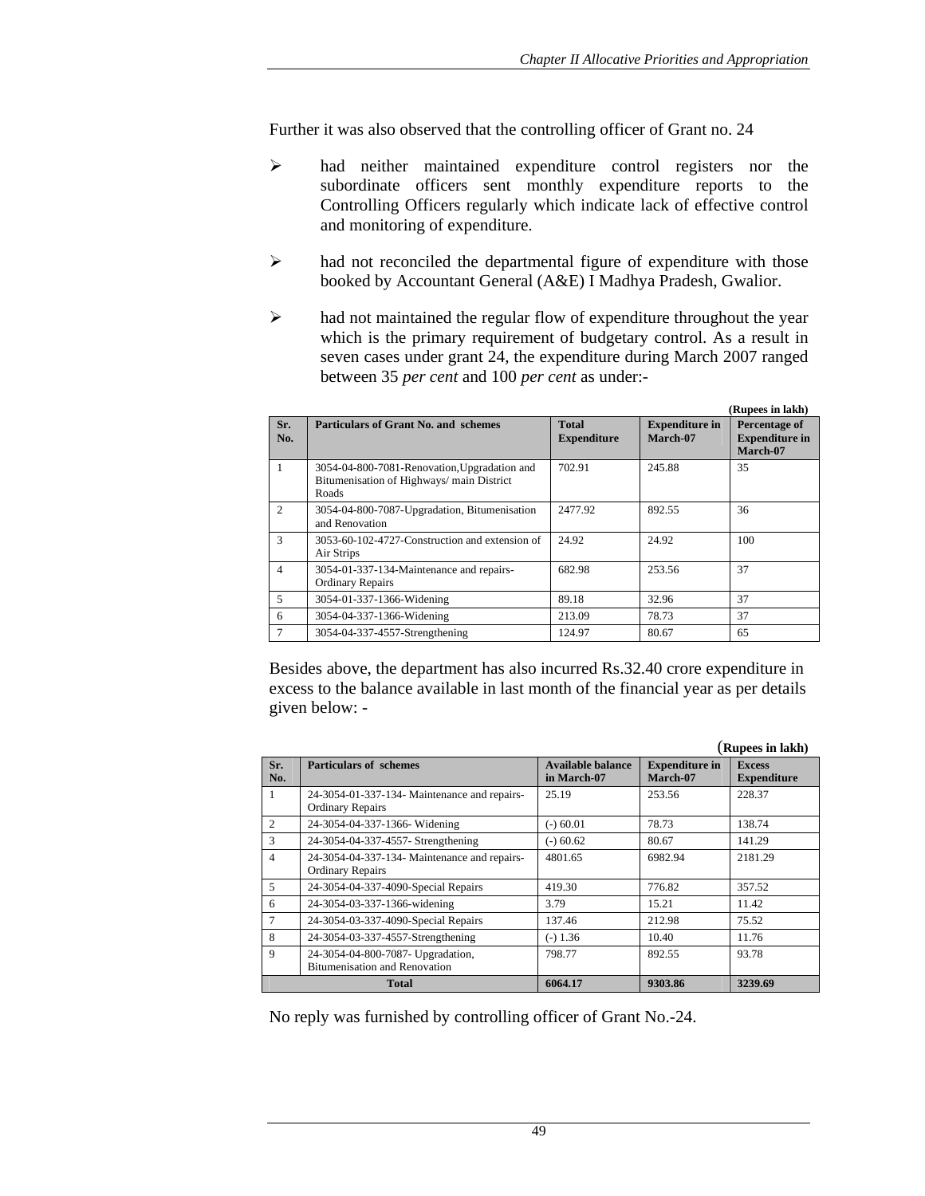Further it was also observed that the controlling officer of Grant no. 24

- had neither maintained expenditure control registers nor the subordinate officers sent monthly expenditure reports to the Controlling Officers regularly which indicate lack of effective control and monitoring of expenditure.
- had not reconciled the departmental figure of expenditure with those booked by Accountant General (A&E) I Madhya Pradesh, Gwalior.
- had not maintained the regular flow of expenditure throughout the year which is the primary requirement of budgetary control. As a result in seven cases under grant 24, the expenditure during March 2007 ranged between 35 *per cent* and 100 *per cent* as under:-

**(Rupees in lakh)**

| Sr. No. | Particulars of Grant No. and schemes | Total Expenditure | Expenditure in March-07 | Percentage of Expenditure in March-07 |
|---|---|---|---|---|
| 1 | 3054-04-800-7081-Renovation,Upgradation and Bitumenisation of Highways/ main District Roads | 702.91 | 245.88 | 35 |
| 2 | 3054-04-800-7087-Upgradation, Bitumenisation and Renovation | 2477.92 | 892.55 | 36 |
| 3 | 3053-60-102-4727-Construction and extension of Air Strips | 24.92 | 24.92 | 100 |
| 4 | 3054-01-337-134-Maintenance and repairs-Ordinary Repairs | 682.98 | 253.56 | 37 |
| 5 | 3054-01-337-1366-Widening | 89.18 | 32.96 | 37 |
| 6 | 3054-04-337-1366-Widening | 213.09 | 78.73 | 37 |
| 7 | 3054-04-337-4557-Strengthening | 124.97 | 80.67 | 65 |

Besides above, the department has also incurred Rs.32.40 crore expenditure in excess to the balance available in last month of the financial year as per details given below: -

**(Rupees in lakh)**

| Sr. No. | Particulars of schemes | Available balance in March-07 | Expenditure in March-07 | Excess Expenditure |
|---|---|---|---|---|
| 1 | 24-3054-01-337-134- Maintenance and repairs-Ordinary Repairs | 25.19 | 253.56 | 228.37 |
| 2 | 24-3054-04-337-1366- Widening | (-) 60.01 | 78.73 | 138.74 |
| 3 | 24-3054-04-337-4557- Strengthening | (-) 60.62 | 80.67 | 141.29 |
| 4 | 24-3054-04-337-134- Maintenance and repairs-Ordinary Repairs | 4801.65 | 6982.94 | 2181.29 |
| 5 | 24-3054-04-337-4090-Special Repairs | 419.30 | 776.82 | 357.52 |
| 6 | 24-3054-03-337-1366-widening | 3.79 | 15.21 | 11.42 |
| 7 | 24-3054-03-337-4090-Special Repairs | 137.46 | 212.98 | 75.52 |
| 8 | 24-3054-03-337-4557-Strengthening | (-) 1.36 | 10.40 | 11.76 |
| 9 | 24-3054-04-800-7087- Upgradation, Bitumenisation and Renovation | 798.77 | 892.55 | 93.78 |
| **Total** | | **6064.17** | **9303.86** | **3239.69** |

No reply was furnished by controlling officer of Grant No.-24.